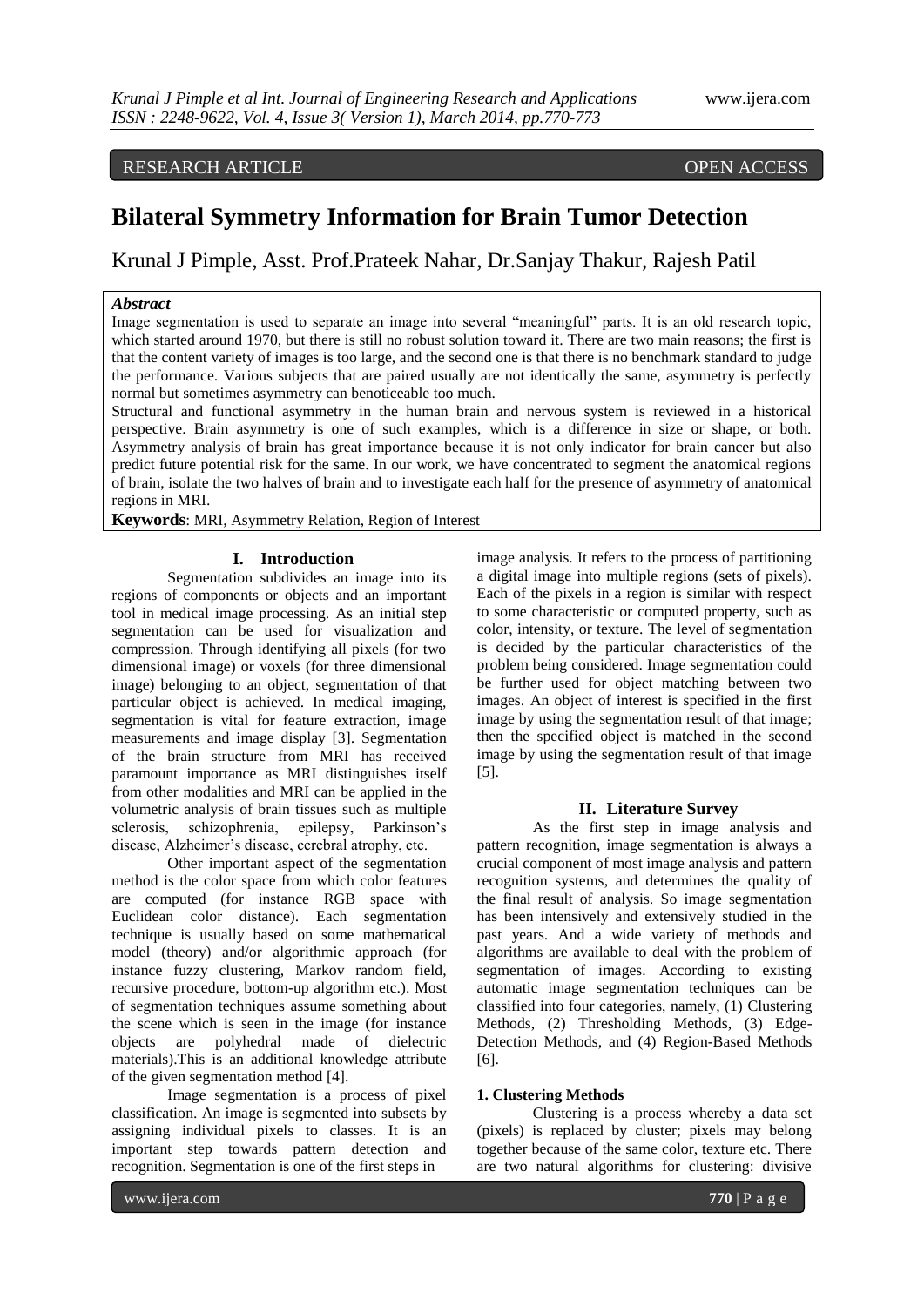RESEARCH ARTICLE OPEN ACCESS

# Bilateral Symmetry Information for Brain Tumor Detection

Krunal J Pimple, Asst. Prof.Prateek Nahar, Dr.Sanjay Thakur, Rajesh Patil

***Abstract***

Image segmentation is used to separate an image into several "meaningful" parts. It is an old research topic, which started around 1970, but there is still no robust solution toward it. There are two main reasons; the first is that the content variety of images is too large, and the second one is that there is no benchmark standard to judge the performance. Various subjects that are paired usually are not identically the same, asymmetry is perfectly normal but sometimes asymmetry can benoticeable too much.

Structural and functional asymmetry in the human brain and nervous system is reviewed in a historical perspective. Brain asymmetry is one of such examples, which is a difference in size or shape, or both. Asymmetry analysis of brain has great importance because it is not only indicator for brain cancer but also predict future potential risk for the same. In our work, we have concentrated to segment the anatomical regions of brain, isolate the two halves of brain and to investigate each half for the presence of asymmetry of anatomical regions in MRI.

**Keywords**: MRI, Asymmetry Relation, Region of Interest

## I. Introduction

Segmentation subdivides an image into its regions of components or objects and an important tool in medical image processing. As an initial step segmentation can be used for visualization and compression. Through identifying all pixels (for two dimensional image) or voxels (for three dimensional image) belonging to an object, segmentation of that particular object is achieved. In medical imaging, segmentation is vital for feature extraction, image measurements and image display [3]. Segmentation of the brain structure from MRI has received paramount importance as MRI distinguishes itself from other modalities and MRI can be applied in the volumetric analysis of brain tissues such as multiple sclerosis, schizophrenia, epilepsy, Parkinson's disease, Alzheimer's disease, cerebral atrophy, etc.

Other important aspect of the segmentation method is the color space from which color features are computed (for instance RGB space with Euclidean color distance). Each segmentation technique is usually based on some mathematical model (theory) and/or algorithmic approach (for instance fuzzy clustering, Markov random field, recursive procedure, bottom-up algorithm etc.). Most of segmentation techniques assume something about the scene which is seen in the image (for instance objects are polyhedral made of dielectric materials).This is an additional knowledge attribute of the given segmentation method [4].

Image segmentation is a process of pixel classification. An image is segmented into subsets by assigning individual pixels to classes. It is an important step towards pattern detection and recognition. Segmentation is one of the first steps in image analysis. It refers to the process of partitioning a digital image into multiple regions (sets of pixels). Each of the pixels in a region is similar with respect to some characteristic or computed property, such as color, intensity, or texture. The level of segmentation is decided by the particular characteristics of the problem being considered. Image segmentation could be further used for object matching between two images. An object of interest is specified in the first image by using the segmentation result of that image; then the specified object is matched in the second image by using the segmentation result of that image [5].

## II. Literature Survey

As the first step in image analysis and pattern recognition, image segmentation is always a crucial component of most image analysis and pattern recognition systems, and determines the quality of the final result of analysis. So image segmentation has been intensively and extensively studied in the past years. And a wide variety of methods and algorithms are available to deal with the problem of segmentation of images. According to existing automatic image segmentation techniques can be classified into four categories, namely, (1) Clustering Methods, (2) Thresholding Methods, (3) Edge-Detection Methods, and (4) Region-Based Methods [6].

### 1. Clustering Methods

Clustering is a process whereby a data set (pixels) is replaced by cluster; pixels may belong together because of the same color, texture etc. There are two natural algorithms for clustering: divisive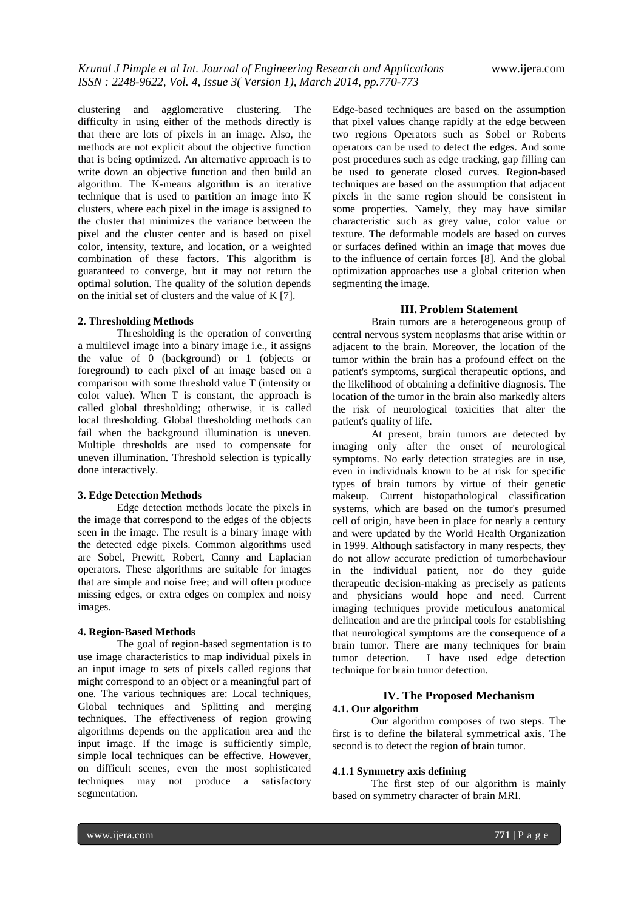clustering and agglomerative clustering. The difficulty in using either of the methods directly is that there are lots of pixels in an image. Also, the methods are not explicit about the objective function that is being optimized. An alternative approach is to write down an objective function and then build an algorithm. The K-means algorithm is an iterative technique that is used to partition an image into K clusters, where each pixel in the image is assigned to the cluster that minimizes the variance between the pixel and the cluster center and is based on pixel color, intensity, texture, and location, or a weighted combination of these factors. This algorithm is guaranteed to converge, but it may not return the optimal solution. The quality of the solution depends on the initial set of clusters and the value of K [7].

**2. Thresholding Methods**

Thresholding is the operation of converting a multilevel image into a binary image i.e., it assigns the value of 0 (background) or 1 (objects or foreground) to each pixel of an image based on a comparison with some threshold value T (intensity or color value). When T is constant, the approach is called global thresholding; otherwise, it is called local thresholding. Global thresholding methods can fail when the background illumination is uneven. Multiple thresholds are used to compensate for uneven illumination. Threshold selection is typically done interactively.

**3. Edge Detection Methods**

Edge detection methods locate the pixels in the image that correspond to the edges of the objects seen in the image. The result is a binary image with the detected edge pixels. Common algorithms used are Sobel, Prewitt, Robert, Canny and Laplacian operators. These algorithms are suitable for images that are simple and noise free; and will often produce missing edges, or extra edges on complex and noisy images.

**4. Region-Based Methods**

The goal of region-based segmentation is to use image characteristics to map individual pixels in an input image to sets of pixels called regions that might correspond to an object or a meaningful part of one. The various techniques are: Local techniques, Global techniques and Splitting and merging techniques. The effectiveness of region growing algorithms depends on the application area and the input image. If the image is sufficiently simple, simple local techniques can be effective. However, on difficult scenes, even the most sophisticated techniques may not produce a satisfactory segmentation.

Edge-based techniques are based on the assumption that pixel values change rapidly at the edge between two regions Operators such as Sobel or Roberts operators can be used to detect the edges. And some post procedures such as edge tracking, gap filling can be used to generate closed curves. Region-based techniques are based on the assumption that adjacent pixels in the same region should be consistent in some properties. Namely, they may have similar characteristic such as grey value, color value or texture. The deformable models are based on curves or surfaces defined within an image that moves due to the influence of certain forces [8]. And the global optimization approaches use a global criterion when segmenting the image.

## III. Problem Statement

Brain tumors are a heterogeneous group of central nervous system neoplasms that arise within or adjacent to the brain. Moreover, the location of the tumor within the brain has a profound effect on the patient's symptoms, surgical therapeutic options, and the likelihood of obtaining a definitive diagnosis. The location of the tumor in the brain also markedly alters the risk of neurological toxicities that alter the patient's quality of life.

At present, brain tumors are detected by imaging only after the onset of neurological symptoms. No early detection strategies are in use, even in individuals known to be at risk for specific types of brain tumors by virtue of their genetic makeup. Current histopathological classification systems, which are based on the tumor's presumed cell of origin, have been in place for nearly a century and were updated by the World Health Organization in 1999. Although satisfactory in many respects, they do not allow accurate prediction of tumorbehaviour in the individual patient, nor do they guide therapeutic decision-making as precisely as patients and physicians would hope and need. Current imaging techniques provide meticulous anatomical delineation and are the principal tools for establishing that neurological symptoms are the consequence of a brain tumor. There are many techniques for brain tumor detection. I have used edge detection technique for brain tumor detection.

## IV. The Proposed Mechanism

### 4.1. Our algorithm

Our algorithm composes of two steps. The first is to define the bilateral symmetrical axis. The second is to detect the region of brain tumor.

#### 4.1.1 Symmetry axis defining

The first step of our algorithm is mainly based on symmetry character of brain MRI.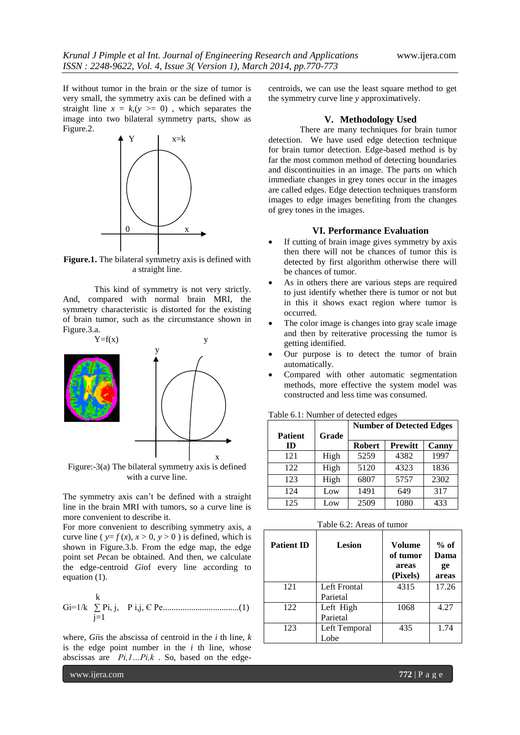If without tumor in the brain or the size of tumor is very small, the symmetry axis can be defined with a straight line $x = k, (y >= 0)$ , which separates the image into two bilateral symmetry parts, show as Figure.2.

**Figure.1.** The bilateral symmetry axis is defined with a straight line.

This kind of symmetry is not very strictly. And, compared with normal brain MRI, the symmetry characteristic is distorted for the existing of brain tumor, such as the circumstance shown in Figure.3.a.

Figure:-3(a) The bilateral symmetry axis is defined with a curve line.

The symmetry axis can't be defined with a straight line in the brain MRI with tumors, so a curve line is more convenient to describe it.

For more convenient to describing symmetry axis, a curve line ( $y= f(x)$, $x > 0$, $y > 0$ ) is defined, which is shown in Figure.3.b. From the edge map, the edge point set *Pe*can be obtained. And then, we calculate the edge-centroid *Gi*of every line according to equation (1).

$$G_i = 1/k \sum_{j=1}^{k} P_{i,j}, \quad P_{i,j} \in P_e \quad (1)$$

where, *Gi*is the abscissa of centroid in the *i* th line, *k* is the edge point number in the *i* th line, whose abscissas are $P_{i,1} \ldots P_{i,k}$ . So, based on the edge-centroids, we can use the least square method to get the symmetry curve line *y* approximatively.

## V. Methodology Used

There are many techniques for brain tumor detection. We have used edge detection technique for brain tumor detection. Edge-based method is by far the most common method of detecting boundaries and discontinuities in an image. The parts on which immediate changes in grey tones occur in the images are called edges. Edge detection techniques transform images to edge images benefiting from the changes of grey tones in the images.

## VI. Performance Evaluation

- If cutting of brain image gives symmetry by axis then there will not be chances of tumor this is detected by first algorithm otherwise there will be chances of tumor.
- As in others there are various steps are required to just identify whether there is tumor or not but in this it shows exact region where tumor is occurred.
- The color image is changes into gray scale image and then by reiterative processing the tumor is getting identified.
- Our purpose is to detect the tumor of brain automatically.
- Compared with other automatic segmentation methods, more effective the system model was constructed and less time was consumed.

Table 6.1: Number of detected edges

| Patient ID | Grade | Number of Detected Edges | | |
|---|---|---|---|---|
| | | Robert | Prewitt | Canny |
| 121 | High | 5259 | 4382 | 1997 |
| 122 | High | 5120 | 4323 | 1836 |
| 123 | High | 6807 | 5757 | 2302 |
| 124 | Low | 1491 | 649 | 317 |
| 125 | Low | 2509 | 1080 | 433 |

Table 6.2: Areas of tumor

| Patient ID | Lesion | Volume of tumor areas (Pixels) | % of Damage areas |
|---|---|---|---|
| 121 | Left Frontal Parietal | 4315 | 17.26 |
| 122 | Left High Parietal | 1068 | 4.27 |
| 123 | Left Temporal Lobe | 435 | 1.74 |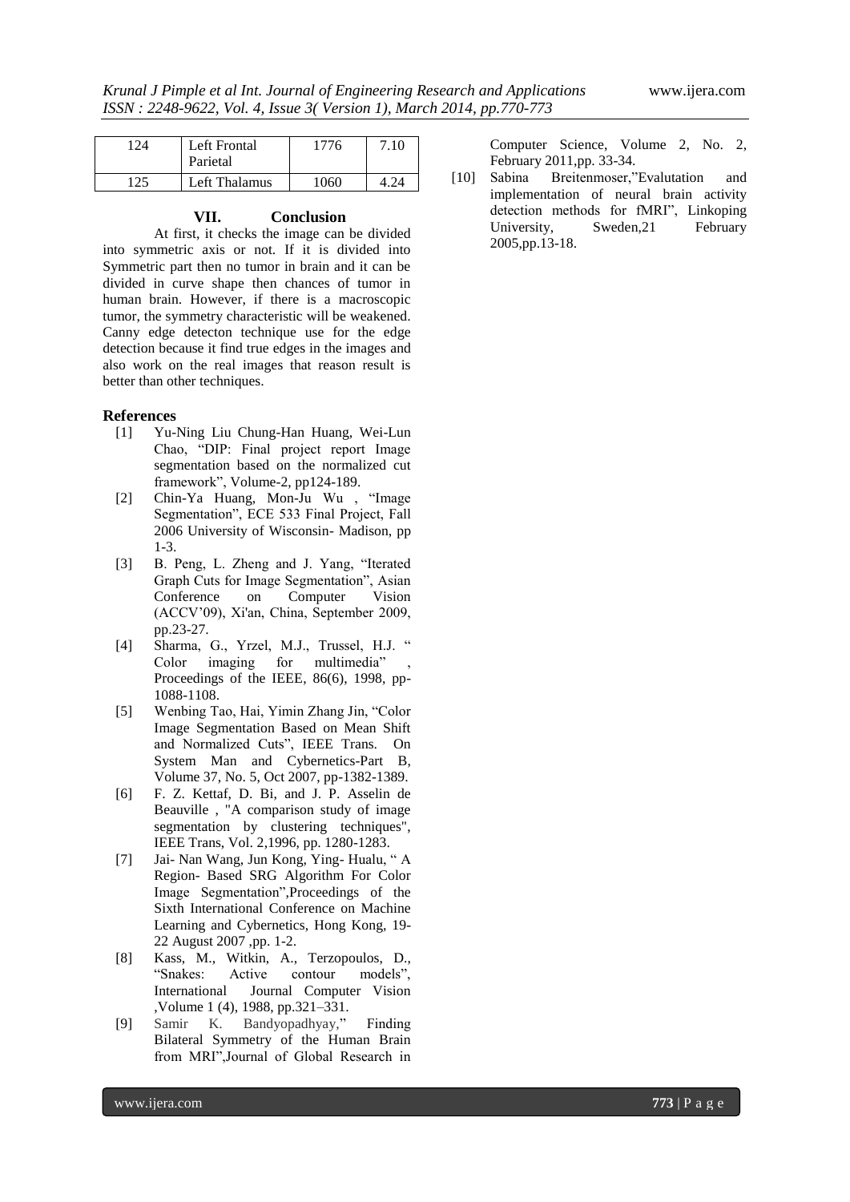| | | | |
|---|---|---|---|
| 124 | Left Frontal Parietal | 1776 | 7.10 |
| 125 | Left Thalamus | 1060 | 4.24 |

## VII. Conclusion

At first, it checks the image can be divided into symmetric axis or not. If it is divided into Symmetric part then no tumor in brain and it can be divided in curve shape then chances of tumor in human brain. However, if there is a macroscopic tumor, the symmetry characteristic will be weakened. Canny edge detecton technique use for the edge detection because it find true edges in the images and also work on the real images that reason result is better than other techniques.

## References

[1] Yu-Ning Liu Chung-Han Huang, Wei-Lun Chao, "DIP: Final project report Image segmentation based on the normalized cut framework", Volume-2, pp124-189.

[2] Chin-Ya Huang, Mon-Ju Wu , "Image Segmentation", ECE 533 Final Project, Fall 2006 University of Wisconsin- Madison, pp 1-3.

[3] B. Peng, L. Zheng and J. Yang, "Iterated Graph Cuts for Image Segmentation", Asian Conference on Computer Vision (ACCV'09), Xi'an, China, September 2009, pp.23-27.

[4] Sharma, G., Yrzel, M.J., Trussel, H.J. " Color imaging for multimedia" , Proceedings of the IEEE, 86(6), 1998, pp-1088-1108.

[5] Wenbing Tao, Hai, Yimin Zhang Jin, "Color Image Segmentation Based on Mean Shift and Normalized Cuts", IEEE Trans. On System Man and Cybernetics-Part B, Volume 37, No. 5, Oct 2007, pp-1382-1389.

[6] F. Z. Kettaf, D. Bi, and J. P. Asselin de Beauville , "A comparison study of image segmentation by clustering techniques", IEEE Trans, Vol. 2,1996, pp. 1280-1283.

[7] Jai- Nan Wang, Jun Kong, Ying- Hualu, " A Region- Based SRG Algorithm For Color Image Segmentation",Proceedings of the Sixth International Conference on Machine Learning and Cybernetics, Hong Kong, 19-22 August 2007 ,pp. 1-2.

[8] Kass, M., Witkin, A., Terzopoulos, D., "Snakes: Active contour models", International Journal Computer Vision ,Volume 1 (4), 1988, pp.321–331.

[9] Samir K. Bandyopadhyay," Finding Bilateral Symmetry of the Human Brain from MRI",Journal of Global Research in Computer Science, Volume 2, No. 2, February 2011,pp. 33-34.

[10] Sabina Breitenmoser,"Evalutation and implementation of neural brain activity detection methods for fMRI", Linkoping University, Sweden,21 February 2005,pp.13-18.